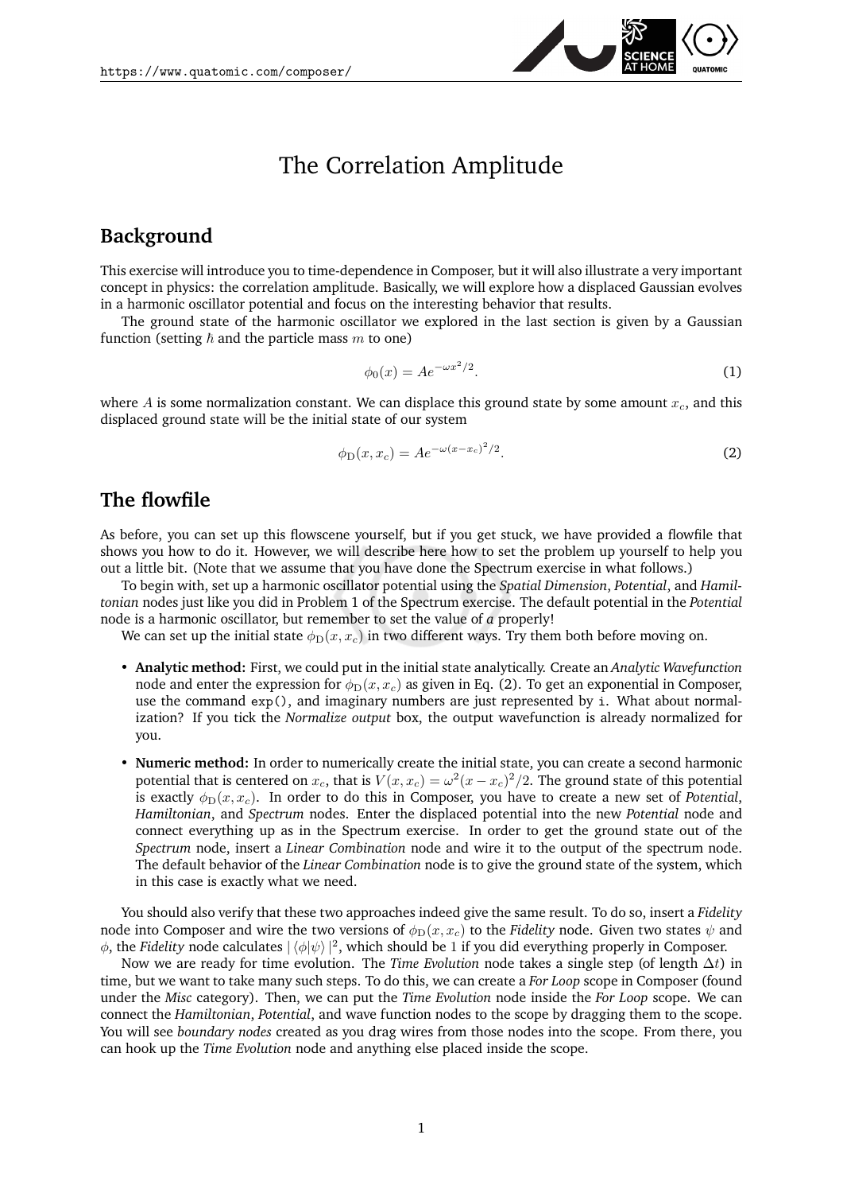# The Correlation Amplitude

## Background

This exercise will introduce you to time-dependence in Composer, but it will also illustrate a very important concept in physics: the correlation amplitude. Basically, we will explore how a displaced Gaussian evolves in a harmonic oscillator potential and focus on the interesting behavior that results.

The ground state of the harmonic oscillator we explored in the last section is given by a Gaussian function (setting $\hbar$ and the particle mass $m$ to one)

$$\phi_0(x) = Ae^{-\omega x^2/2}. \tag{1}$$

where $A$ is some normalization constant. We can displace this ground state by some amount $x_c$, and this displaced ground state will be the initial state of our system

$$\phi_{\mathrm{D}}(x, x_c) = Ae^{-\omega(x-x_c)^2/2}. \tag{2}$$

## The flowfile

As before, you can set up this flowscene yourself, but if you get stuck, we have provided a flowfile that shows you how to do it. However, we will describe here how to set the problem up yourself to help you out a little bit. (Note that we assume that you have done the Spectrum exercise in what follows.)

To begin with, set up a harmonic oscillator potential using the *Spatial Dimension*, *Potential*, and *Hamiltonian* nodes just like you did in Problem 1 of the Spectrum exercise. The default potential in the *Potential* node is a harmonic oscillator, but remember to set the value of *a* properly!

We can set up the initial state $\phi_{\mathrm{D}}(x, x_c)$ in two different ways. Try them both before moving on.

- **Analytic method:** First, we could put in the initial state analytically. Create an *Analytic Wavefunction* node and enter the expression for $\phi_{\mathrm{D}}(x, x_c)$ as given in Eq. (2). To get an exponential in Composer, use the command `exp()`, and imaginary numbers are just represented by `i`. What about normalization? If you tick the *Normalize output* box, the output wavefunction is already normalized for you.
- **Numeric method:** In order to numerically create the initial state, you can create a second harmonic potential that is centered on $x_c$, that is $V(x, x_c) = \omega^2(x - x_c)^2/2$. The ground state of this potential is exactly $\phi_{\mathrm{D}}(x, x_c)$. In order to do this in Composer, you have to create a new set of *Potential*, *Hamiltonian*, and *Spectrum* nodes. Enter the displaced potential into the new *Potential* node and connect everything up as in the Spectrum exercise. In order to get the ground state out of the *Spectrum* node, insert a *Linear Combination* node and wire it to the output of the spectrum node. The default behavior of the *Linear Combination* node is to give the ground state of the system, which in this case is exactly what we need.

You should also verify that these two approaches indeed give the same result. To do so, insert a *Fidelity* node into Composer and wire the two versions of $\phi_{\mathrm{D}}(x, x_c)$ to the *Fidelity* node. Given two states $\psi$ and $\phi$, the *Fidelity* node calculates $|\langle\phi|\psi\rangle|^2$, which should be 1 if you did everything properly in Composer.

Now we are ready for time evolution. The *Time Evolution* node takes a single step (of length $\Delta t$) in time, but we want to take many such steps. To do this, we can create a *For Loop* scope in Composer (found under the *Misc* category). Then, we can put the *Time Evolution* node inside the *For Loop* scope. We can connect the *Hamiltonian*, *Potential*, and wave function nodes to the scope by dragging them to the scope. You will see *boundary nodes* created as you drag wires from those nodes into the scope. From there, you can hook up the *Time Evolution* node and anything else placed inside the scope.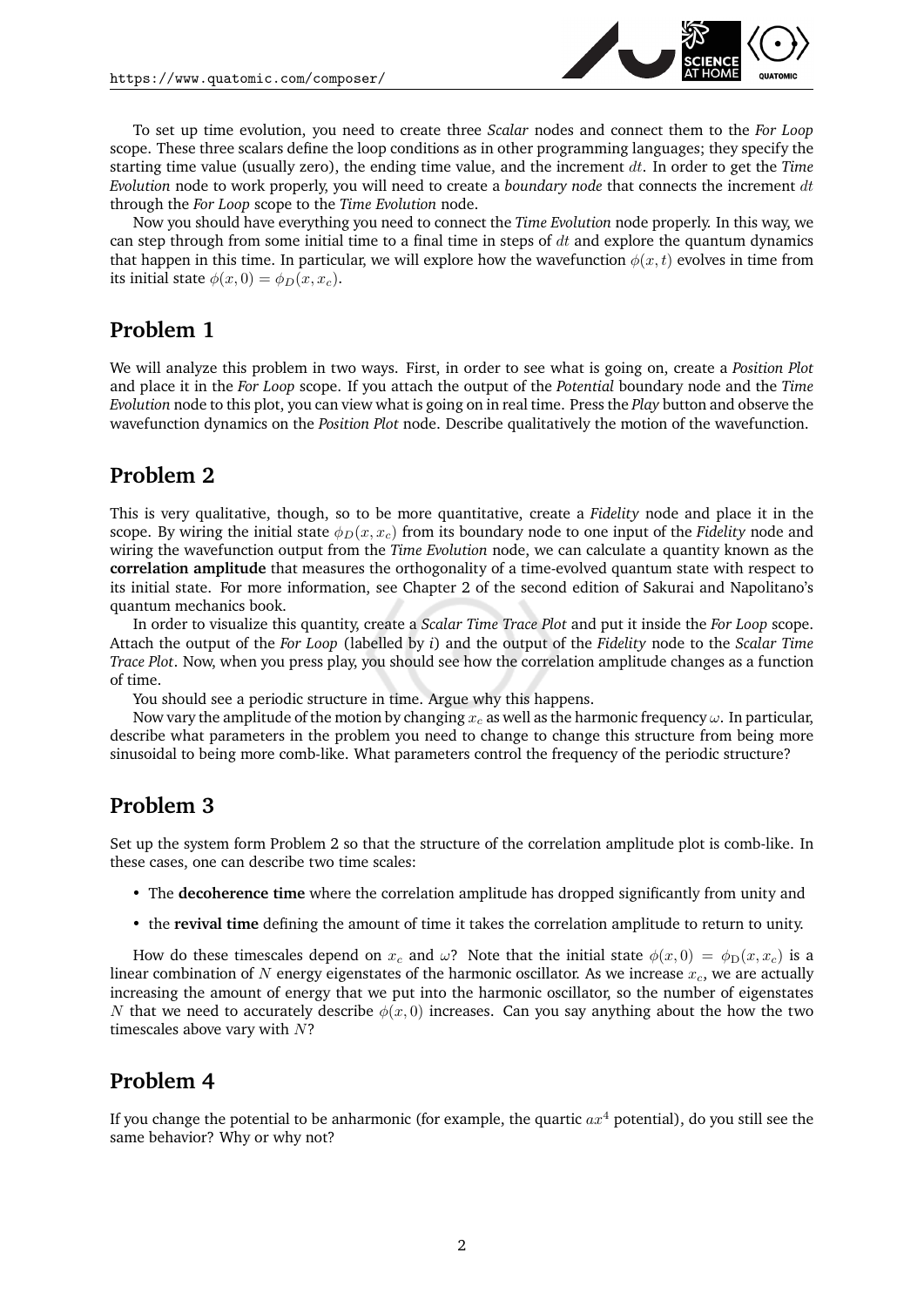To set up time evolution, you need to create three *Scalar* nodes and connect them to the *For Loop* scope. These three scalars define the loop conditions as in other programming languages; they specify the starting time value (usually zero), the ending time value, and the increment $dt$. In order to get the *Time Evolution* node to work properly, you will need to create a *boundary node* that connects the increment $dt$ through the *For Loop* scope to the *Time Evolution* node.

Now you should have everything you need to connect the *Time Evolution* node properly. In this way, we can step through from some initial time to a final time in steps of $dt$ and explore the quantum dynamics that happen in this time. In particular, we will explore how the wavefunction $\phi(x, t)$ evolves in time from its initial state $\phi(x, 0) = \phi_D(x, x_c)$.

## Problem 1

We will analyze this problem in two ways. First, in order to see what is going on, create a *Position Plot* and place it in the *For Loop* scope. If you attach the output of the *Potential* boundary node and the *Time Evolution* node to this plot, you can view what is going on in real time. Press the *Play* button and observe the wavefunction dynamics on the *Position Plot* node. Describe qualitatively the motion of the wavefunction.

## Problem 2

This is very qualitative, though, so to be more quantitative, create a *Fidelity* node and place it in the scope. By wiring the initial state $\phi_D(x, x_c)$ from its boundary node to one input of the *Fidelity* node and wiring the wavefunction output from the *Time Evolution* node, we can calculate a quantity known as the **correlation amplitude** that measures the orthogonality of a time-evolved quantum state with respect to its initial state. For more information, see Chapter 2 of the second edition of Sakurai and Napolitano's quantum mechanics book.

In order to visualize this quantity, create a *Scalar Time Trace Plot* and put it inside the *For Loop* scope. Attach the output of the *For Loop* (labelled by *i*) and the output of the *Fidelity* node to the *Scalar Time Trace Plot*. Now, when you press play, you should see how the correlation amplitude changes as a function of time.

You should see a periodic structure in time. Argue why this happens.

Now vary the amplitude of the motion by changing $x_c$ as well as the harmonic frequency $\omega$. In particular, describe what parameters in the problem you need to change to change this structure from being more sinusoidal to being more comb-like. What parameters control the frequency of the periodic structure?

## Problem 3

Set up the system form Problem 2 so that the structure of the correlation amplitude plot is comb-like. In these cases, one can describe two time scales:

- The **decoherence time** where the correlation amplitude has dropped significantly from unity and
- the **revival time** defining the amount of time it takes the correlation amplitude to return to unity.

How do these timescales depend on $x_c$ and $\omega$? Note that the initial state $\phi(x, 0) = \phi_{\mathrm{D}}(x, x_c)$ is a linear combination of $N$ energy eigenstates of the harmonic oscillator. As we increase $x_c$, we are actually increasing the amount of energy that we put into the harmonic oscillator, so the number of eigenstates $N$ that we need to accurately describe $\phi(x, 0)$ increases. Can you say anything about the how the two timescales above vary with $N$?

## Problem 4

If you change the potential to be anharmonic (for example, the quartic $ax^4$ potential), do you still see the same behavior? Why or why not?